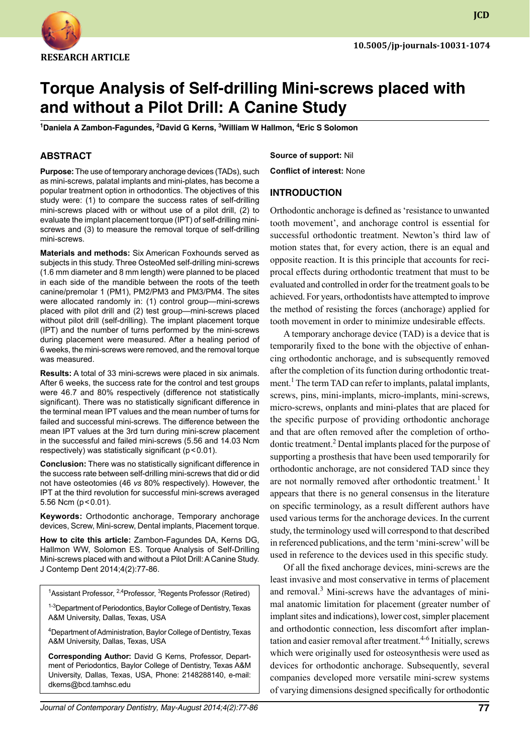RESEARCH ARTICLE

10.5005/jp-journals-10031-1074

# Torque Analysis of Self-drilling Mini-screws placed with and without a Pilot Drill: A Canine Study

[1]Daniela A Zambon-Fagundes, [2]David G Kerns, [3]William W Hallmon, [4]Eric S Solomon

## ABSTRACT

**Purpose:** The use of temporary anchorage devices (TADs), such as mini-screws, palatal implants and mini-plates, has become a popular treatment option in orthodontics. The objectives of this study were: (1) to compare the success rates of self-drilling mini-screws placed with or without use of a pilot drill, (2) to evaluate the implant placement torque (IPT) of self-drilling mini-screws and (3) to measure the removal torque of self-drilling mini-screws.

**Materials and methods:** Six American Foxhounds served as subjects in this study. Three OsteoMed self-drilling mini-screws (1.6 mm diameter and 8 mm length) were planned to be placed in each side of the mandible between the roots of the teeth canine/premolar 1 (PM1), PM2/PM3 and PM3/PM4. The sites were allocated randomly in: (1) control group—mini-screws placed with pilot drill and (2) test group—mini-screws placed without pilot drill (self-drilling). The implant placement torque (IPT) and the number of turns performed by the mini-screws during placement were measured. After a healing period of 6 weeks, the mini-screws were removed, and the removal torque was measured.

**Results:** A total of 33 mini-screws were placed in six animals. After 6 weeks, the success rate for the control and test groups were 46.7 and 80% respectively (difference not statistically significant). There was no statistically significant difference in the terminal mean IPT values and the mean number of turns for failed and successful mini-screws. The difference between the mean IPT values at the 3rd turn during mini-screw placement in the successful and failed mini-screws (5.56 and 14.03 Ncm respectively) was statistically significant ($p < 0.01$).

**Conclusion:** There was no statistically significant difference in the success rate between self-drilling mini-screws that did or did not have osteotomies (46 *vs* 80% respectively). However, the IPT at the third revolution for successful mini-screws averaged 5.56 Ncm ($p < 0.01$).

**Keywords:** Orthodontic anchorage, Temporary anchorage devices, Screw, Mini-screw, Dental implants, Placement torque.

**How to cite this article:** Zambon-Fagundes DA, Kerns DG, Hallmon WW, Solomon ES. Torque Analysis of Self-Drilling Mini-screws placed with and without a Pilot Drill: A Canine Study. J Contemp Dent 2014;4(2):77-86.

[1]Assistant Professor, [2,4]Professor, [3]Regents Professor (Retired)

[1-3]Department of Periodontics, Baylor College of Dentistry, Texas A&M University, Dallas, Texas, USA

[4]Department of Administration, Baylor College of Dentistry, Texas A&M University, Dallas, Texas, USA

**Corresponding Author:** David G Kerns, Professor, Department of Periodontics, Baylor College of Dentistry, Texas A&M University, Dallas, Texas, USA, Phone: 2148288140, e-mail: dkerns@bcd.tamhsc.edu

**Source of support:** Nil

**Conflict of interest:** None

## INTRODUCTION

Orthodontic anchorage is defined as 'resistance to unwanted tooth movement', and anchorage control is essential for successful orthodontic treatment. Newton's third law of motion states that, for every action, there is an equal and opposite reaction. It is this principle that accounts for reciprocal effects during orthodontic treatment that must to be evaluated and controlled in order for the treatment goals to be achieved. For years, orthodontists have attempted to improve the method of resisting the forces (anchorage) applied for tooth movement in order to minimize undesirable effects.

A temporary anchorage device (TAD) is a device that is temporarily fixed to the bone with the objective of enhancing orthodontic anchorage, and is subsequently removed after the completion of its function during orthodontic treatment.[1] The term TAD can refer to implants, palatal implants, screws, pins, mini-implants, micro-implants, mini-screws, micro-screws, onplants and mini-plates that are placed for the specific purpose of providing orthodontic anchorage and that are often removed after the completion of orthodontic treatment.[2] Dental implants placed for the purpose of supporting a prosthesis that have been used temporarily for orthodontic anchorage, are not considered TAD since they are not normally removed after orthodontic treatment.[1] It appears that there is no general consensus in the literature on specific terminology, as a result different authors have used various terms for the anchorage devices. In the current study, the terminology used will correspond to that described in referenced publications, and the term 'mini-screw' will be used in reference to the devices used in this specific study.

Of all the fixed anchorage devices, mini-screws are the least invasive and most conservative in terms of placement and removal.[3] Mini-screws have the advantages of minimal anatomic limitation for placement (greater number of implant sites and indications), lower cost, simpler placement and orthodontic connection, less discomfort after implantation and easier removal after treatment.[4-6] Initially, screws which were originally used for osteosynthesis were used as devices for orthodontic anchorage. Subsequently, several companies developed more versatile mini-screw systems of varying dimensions designed specifically for orthodontic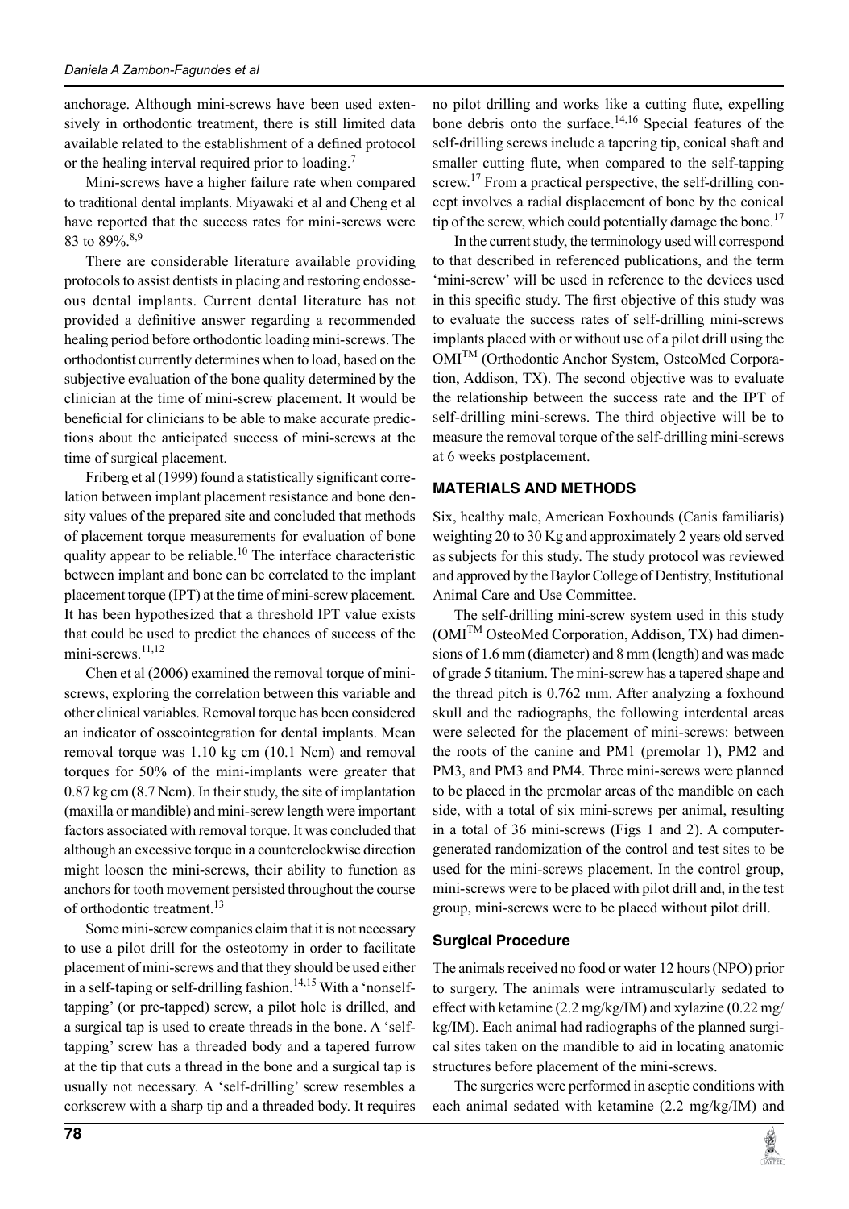anchorage. Although mini-screws have been used extensively in orthodontic treatment, there is still limited data available related to the establishment of a defined protocol or the healing interval required prior to loading.[7]

Mini-screws have a higher failure rate when compared to traditional dental implants. Miyawaki et al and Cheng et al have reported that the success rates for mini-screws were 83 to 89%.[8,9]

There are considerable literature available providing protocols to assist dentists in placing and restoring endosseous dental implants. Current dental literature has not provided a definitive answer regarding a recommended healing period before orthodontic loading mini-screws. The orthodontist currently determines when to load, based on the subjective evaluation of the bone quality determined by the clinician at the time of mini-screw placement. It would be beneficial for clinicians to be able to make accurate predictions about the anticipated success of mini-screws at the time of surgical placement.

Friberg et al (1999) found a statistically significant correlation between implant placement resistance and bone density values of the prepared site and concluded that methods of placement torque measurements for evaluation of bone quality appear to be reliable.[10] The interface characteristic between implant and bone can be correlated to the implant placement torque (IPT) at the time of mini-screw placement. It has been hypothesized that a threshold IPT value exists that could be used to predict the chances of success of the mini-screws.[11,12]

Chen et al (2006) examined the removal torque of mini-screws, exploring the correlation between this variable and other clinical variables. Removal torque has been considered an indicator of osseointegration for dental implants. Mean removal torque was 1.10 kg cm (10.1 Ncm) and removal torques for 50% of the mini-implants were greater that 0.87 kg cm (8.7 Ncm). In their study, the site of implantation (maxilla or mandible) and mini-screw length were important factors associated with removal torque. It was concluded that although an excessive torque in a counterclockwise direction might loosen the mini-screws, their ability to function as anchors for tooth movement persisted throughout the course of orthodontic treatment.[13]

Some mini-screw companies claim that it is not necessary to use a pilot drill for the osteotomy in order to facilitate placement of mini-screws and that they should be used either in a self-taping or self-drilling fashion.[14,15] With a 'nonself-tapping' (or pre-tapped) screw, a pilot hole is drilled, and a surgical tap is used to create threads in the bone. A 'self-tapping' screw has a threaded body and a tapered furrow at the tip that cuts a thread in the bone and a surgical tap is usually not necessary. A 'self-drilling' screw resembles a corkscrew with a sharp tip and a threaded body. It requires no pilot drilling and works like a cutting flute, expelling bone debris onto the surface.[14,16] Special features of the self-drilling screws include a tapering tip, conical shaft and smaller cutting flute, when compared to the self-tapping screw.[17] From a practical perspective, the self-drilling concept involves a radial displacement of bone by the conical tip of the screw, which could potentially damage the bone.[17]

In the current study, the terminology used will correspond to that described in referenced publications, and the term 'mini-screw' will be used in reference to the devices used in this specific study. The first objective of this study was to evaluate the success rates of self-drilling mini-screws implants placed with or without use of a pilot drill using the OMI™ (Orthodontic Anchor System, OsteoMed Corporation, Addison, TX). The second objective was to evaluate the relationship between the success rate and the IPT of self-drilling mini-screws. The third objective will be to measure the removal torque of the self-drilling mini-screws at 6 weeks postplacement.

## MATERIALS AND METHODS

Six, healthy male, American Foxhounds (Canis familiaris) weighting 20 to 30 Kg and approximately 2 years old served as subjects for this study. The study protocol was reviewed and approved by the Baylor College of Dentistry, Institutional Animal Care and Use Committee.

The self-drilling mini-screw system used in this study (OMI™ OsteoMed Corporation, Addison, TX) had dimensions of 1.6 mm (diameter) and 8 mm (length) and was made of grade 5 titanium. The mini-screw has a tapered shape and the thread pitch is 0.762 mm. After analyzing a foxhound skull and the radiographs, the following interdental areas were selected for the placement of mini-screws: between the roots of the canine and PM1 (premolar 1), PM2 and PM3, and PM3 and PM4. Three mini-screws were planned to be placed in the premolar areas of the mandible on each side, with a total of six mini-screws per animal, resulting in a total of 36 mini-screws (Figs 1 and 2). A computer-generated randomization of the control and test sites to be used for the mini-screws placement. In the control group, mini-screws were to be placed with pilot drill and, in the test group, mini-screws were to be placed without pilot drill.

### Surgical Procedure

The animals received no food or water 12 hours (NPO) prior to surgery. The animals were intramuscularly sedated to effect with ketamine (2.2 mg/kg/IM) and xylazine (0.22 mg/kg/IM). Each animal had radiographs of the planned surgical sites taken on the mandible to aid in locating anatomic structures before placement of the mini-screws.

The surgeries were performed in aseptic conditions with each animal sedated with ketamine (2.2 mg/kg/IM) and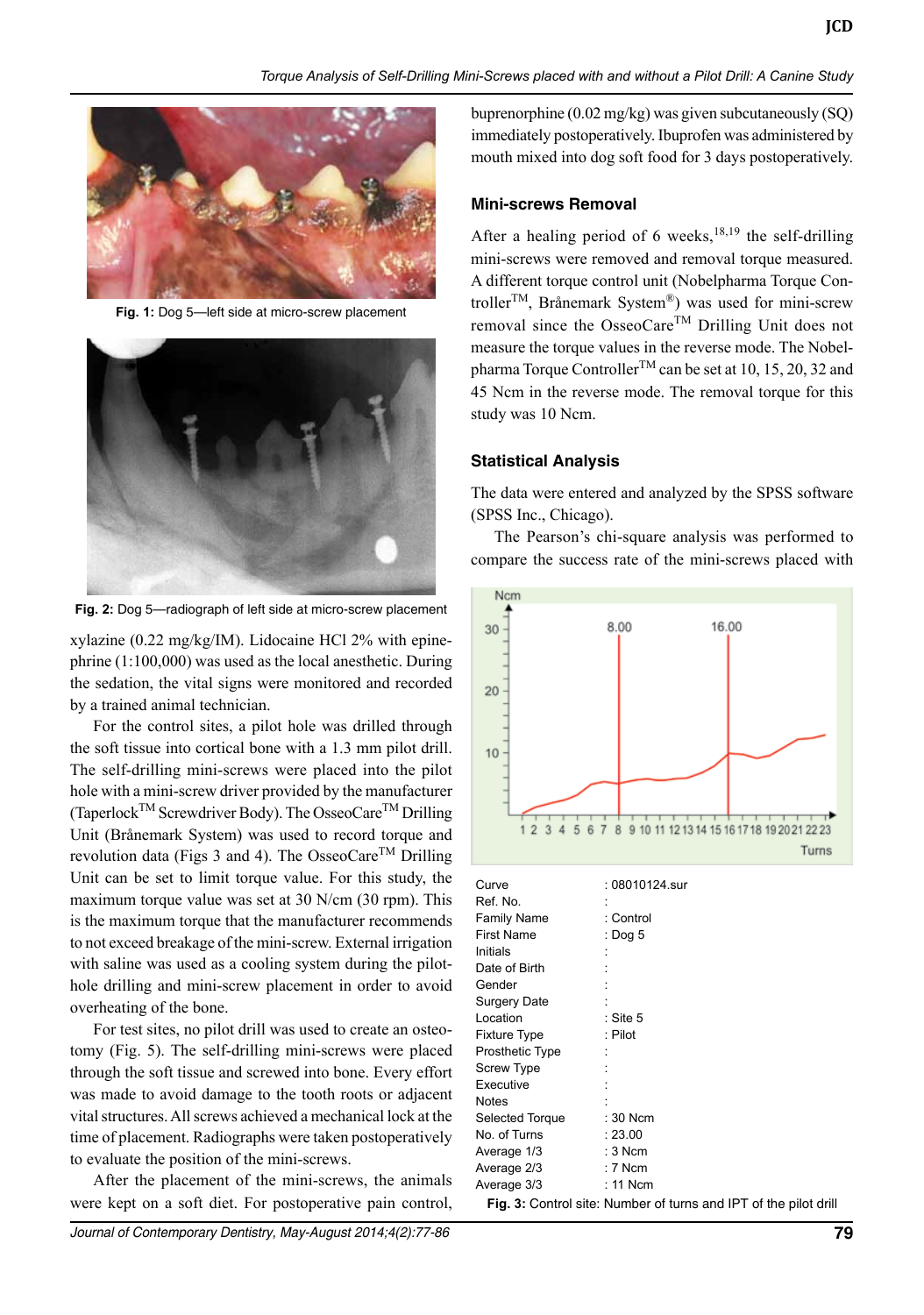Fig. 1: Dog 5—left side at micro-screw placement

Fig. 2: Dog 5—radiograph of left side at micro-screw placement

xylazine (0.22 mg/kg/IM). Lidocaine HCl 2% with epinephrine (1:100,000) was used as the local anesthetic. During the sedation, the vital signs were monitored and recorded by a trained animal technician.

For the control sites, a pilot hole was drilled through the soft tissue into cortical bone with a 1.3 mm pilot drill. The self-drilling mini-screws were placed into the pilot hole with a mini-screw driver provided by the manufacturer (Taperlock™ Screwdriver Body). The OsseoCare™ Drilling Unit (Brånemark System) was used to record torque and revolution data (Figs 3 and 4). The OsseoCare™ Drilling Unit can be set to limit torque value. For this study, the maximum torque value was set at 30 N/cm (30 rpm). This is the maximum torque that the manufacturer recommends to not exceed breakage of the mini-screw. External irrigation with saline was used as a cooling system during the pilot-hole drilling and mini-screw placement in order to avoid overheating of the bone.

For test sites, no pilot drill was used to create an osteotomy (Fig. 5). The self-drilling mini-screws were placed through the soft tissue and screwed into bone. Every effort was made to avoid damage to the tooth roots or adjacent vital structures. All screws achieved a mechanical lock at the time of placement. Radiographs were taken postoperatively to evaluate the position of the mini-screws.

After the placement of the mini-screws, the animals were kept on a soft diet. For postoperative pain control, buprenorphine (0.02 mg/kg) was given subcutaneously (SQ) immediately postoperatively. Ibuprofen was administered by mouth mixed into dog soft food for 3 days postoperatively.

## Mini-screws Removal

After a healing period of 6 weeks,[18,19] the self-drilling mini-screws were removed and removal torque measured. A different torque control unit (Nobelpharma Torque Controller™, Brånemark System®) was used for mini-screw removal since the OsseoCare™ Drilling Unit does not measure the torque values in the reverse mode. The Nobelpharma Torque Controller™ can be set at 10, 15, 20, 32 and 45 Ncm in the reverse mode. The removal torque for this study was 10 Ncm.

## Statistical Analysis

The data were entered and analyzed by the SPSS software (SPSS Inc., Chicago).

The Pearson's chi-square analysis was performed to compare the success rate of the mini-screws placed with

| | |
|---|---|
| Curve | : 08010124.sur |
| Ref. No. | : |
| Family Name | : Control |
| First Name | : Dog 5 |
| Initials | : |
| Date of Birth | : |
| Gender | : |
| Surgery Date | : |
| Location | : Site 5 |
| Fixture Type | : Pilot |
| Prosthetic Type | : |
| Screw Type | : |
| Executive | : |
| Notes | : |
| Selected Torque | : 30 Ncm |
| No. of Turns | : 23.00 |
| Average 1/3 | : 3 Ncm |
| Average 2/3 | : 7 Ncm |
| Average 3/3 | : 11 Ncm |

Fig. 3: Control site: Number of turns and IPT of the pilot drill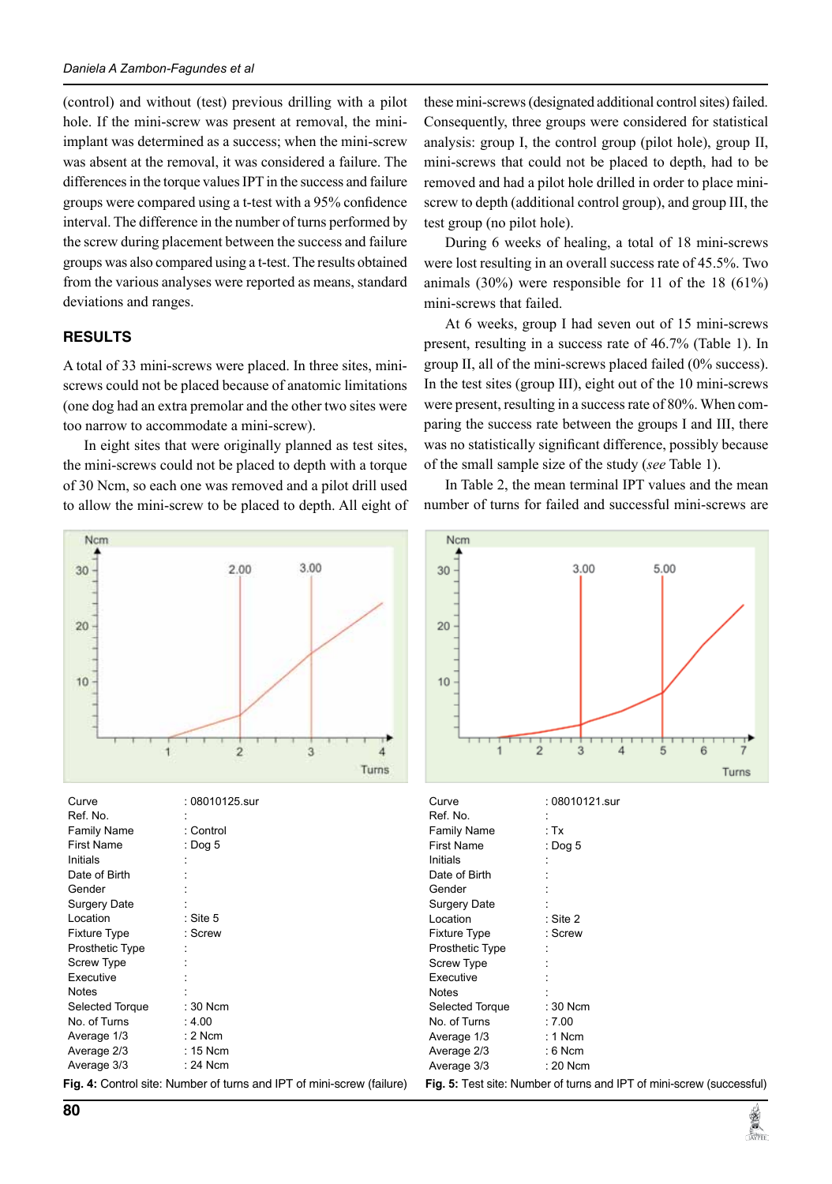(control) and without (test) previous drilling with a pilot hole. If the mini-screw was present at removal, the mini-implant was determined as a success; when the mini-screw was absent at the removal, it was considered a failure. The differences in the torque values IPT in the success and failure groups were compared using a t-test with a 95% confidence interval. The difference in the number of turns performed by the screw during placement between the success and failure groups was also compared using a t-test. The results obtained from the various analyses were reported as means, standard deviations and ranges.

## RESULTS

A total of 33 mini-screws were placed. In three sites, mini-screws could not be placed because of anatomic limitations (one dog had an extra premolar and the other two sites were too narrow to accommodate a mini-screw).

In eight sites that were originally planned as test sites, the mini-screws could not be placed to depth with a torque of 30 Ncm, so each one was removed and a pilot drill used to allow the mini-screw to be placed to depth. All eight of these mini-screws (designated additional control sites) failed. Consequently, three groups were considered for statistical analysis: group I, the control group (pilot hole), group II, mini-screws that could not be placed to depth, had to be removed and had a pilot hole drilled in order to place mini-screw to depth (additional control group), and group III, the test group (no pilot hole).

During 6 weeks of healing, a total of 18 mini-screws were lost resulting in an overall success rate of 45.5%. Two animals (30%) were responsible for 11 of the 18 (61%) mini-screws that failed.

At 6 weeks, group I had seven out of 15 mini-screws present, resulting in a success rate of 46.7% (Table 1). In group II, all of the mini-screws placed failed (0% success). In the test sites (group III), eight out of the 10 mini-screws were present, resulting in a success rate of 80%. When comparing the success rate between the groups I and III, there was no statistically significant difference, possibly because of the small sample size of the study (*see* Table 1).

In Table 2, the mean terminal IPT values and the mean number of turns for failed and successful mini-screws are

| | |
|---|---|
| Curve | : 08010125.sur |
| Ref. No. | : |
| Family Name | : Control |
| First Name | : Dog 5 |
| Initials | : |
| Date of Birth | : |
| Gender | : |
| Surgery Date | : |
| Location | : Site 5 |
| Fixture Type | : Screw |
| Prosthetic Type | : |
| Screw Type | : |
| Executive | : |
| Notes | : |
| Selected Torque | : 30 Ncm |
| No. of Turns | : 4.00 |
| Average 1/3 | : 2 Ncm |
| Average 2/3 | : 15 Ncm |
| Average 3/3 | : 24 Ncm |

**Fig. 4:** Control site: Number of turns and IPT of mini-screw (failure)

| | |
|---|---|
| Curve | : 08010121.sur |
| Ref. No. | : |
| Family Name | : Tx |
| First Name | : Dog 5 |
| Initials | : |
| Date of Birth | : |
| Gender | : |
| Surgery Date | : |
| Location | : Site 2 |
| Fixture Type | : Screw |
| Prosthetic Type | : |
| Screw Type | : |
| Executive | : |
| Notes | : |
| Selected Torque | : 30 Ncm |
| No. of Turns | : 7.00 |
| Average 1/3 | : 1 Ncm |
| Average 2/3 | : 6 Ncm |
| Average 3/3 | : 20 Ncm |

**Fig. 5:** Test site: Number of turns and IPT of mini-screw (successful)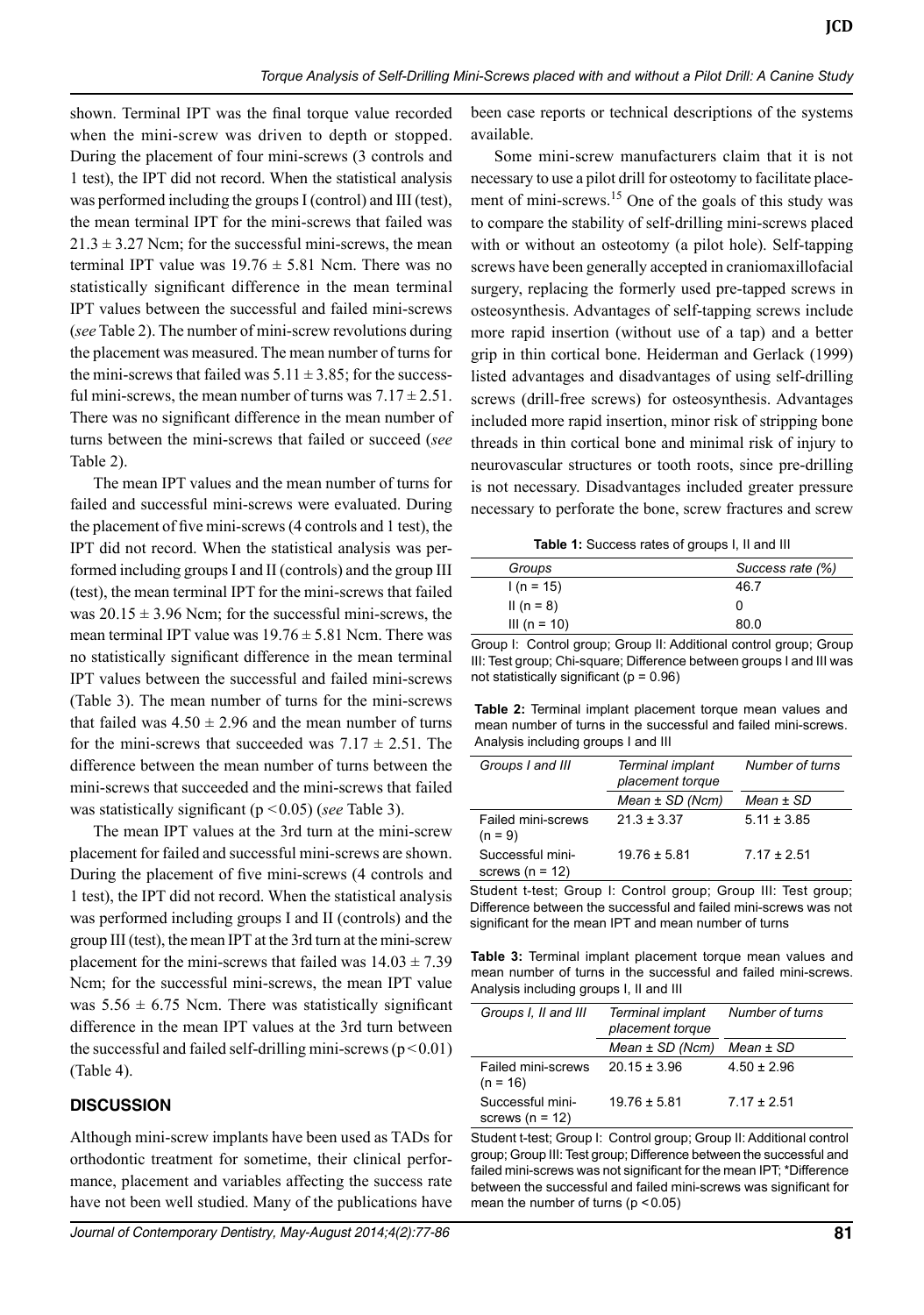shown. Terminal IPT was the final torque value recorded when the mini-screw was driven to depth or stopped. During the placement of four mini-screws (3 controls and 1 test), the IPT did not record. When the statistical analysis was performed including the groups I (control) and III (test), the mean terminal IPT for the mini-screws that failed was $21.3 \pm 3.27$ Ncm; for the successful mini-screws, the mean terminal IPT value was $19.76 \pm 5.81$ Ncm. There was no statistically significant difference in the mean terminal IPT values between the successful and failed mini-screws (*see* Table 2). The number of mini-screw revolutions during the placement was measured. The mean number of turns for the mini-screws that failed was $5.11 \pm 3.85$; for the successful mini-screws, the mean number of turns was $7.17 \pm 2.51$. There was no significant difference in the mean number of turns between the mini-screws that failed or succeed (*see* Table 2).

The mean IPT values and the mean number of turns for failed and successful mini-screws were evaluated. During the placement of five mini-screws (4 controls and 1 test), the IPT did not record. When the statistical analysis was performed including groups I and II (controls) and the group III (test), the mean terminal IPT for the mini-screws that failed was $20.15 \pm 3.96$ Ncm; for the successful mini-screws, the mean terminal IPT value was $19.76 \pm 5.81$ Ncm. There was no statistically significant difference in the mean terminal IPT values between the successful and failed mini-screws (Table 3). The mean number of turns for the mini-screws that failed was $4.50 \pm 2.96$ and the mean number of turns for the mini-screws that succeeded was $7.17 \pm 2.51$. The difference between the mean number of turns between the mini-screws that succeeded and the mini-screws that failed was statistically significant ($p < 0.05$) (*see* Table 3).

The mean IPT values at the 3rd turn at the mini-screw placement for failed and successful mini-screws are shown. During the placement of five mini-screws (4 controls and 1 test), the IPT did not record. When the statistical analysis was performed including groups I and II (controls) and the group III (test), the mean IPT at the 3rd turn at the mini-screw placement for the mini-screws that failed was $14.03 \pm 7.39$ Ncm; for the successful mini-screws, the mean IPT value was $5.56 \pm 6.75$ Ncm. There was statistically significant difference in the mean IPT values at the 3rd turn between the successful and failed self-drilling mini-screws ($p < 0.01$) (Table 4).

## DISCUSSION

Although mini-screw implants have been used as TADs for orthodontic treatment for sometime, their clinical performance, placement and variables affecting the success rate have not been well studied. Many of the publications have been case reports or technical descriptions of the systems available.

Some mini-screw manufacturers claim that it is not necessary to use a pilot drill for osteotomy to facilitate placement of mini-screws.[15] One of the goals of this study was to compare the stability of self-drilling mini-screws placed with or without an osteotomy (a pilot hole). Self-tapping screws have been generally accepted in craniomaxillofacial surgery, replacing the formerly used pre-tapped screws in osteosynthesis. Advantages of self-tapping screws include more rapid insertion (without use of a tap) and a better grip in thin cortical bone. Heiderman and Gerlack (1999) listed advantages and disadvantages of using self-drilling screws (drill-free screws) for osteosynthesis. Advantages included more rapid insertion, minor risk of stripping bone threads in thin cortical bone and minimal risk of injury to neurovascular structures or tooth roots, since pre-drilling is not necessary. Disadvantages included greater pressure necessary to perforate the bone, screw fractures and screw

**Table 1:** Success rates of groups I, II and III

| Groups | Success rate (%) |
|---|---|
| I (n = 15) | 46.7 |
| II (n = 8) | 0 |
| III (n = 10) | 80.0 |

Group I: Control group; Group II: Additional control group; Group III: Test group; Chi-square; Difference between groups I and III was not statistically significant (p = 0.96)

**Table 2:** Terminal implant placement torque mean values and mean number of turns in the successful and failed mini-screws. Analysis including groups I and III

| Groups I and III | Terminal implant placement torque | Number of turns |
|---|---|---|
| | Mean ± SD (Ncm) | Mean ± SD |
| Failed mini-screws (n = 9) | 21.3 ± 3.37 | 5.11 ± 3.85 |
| Successful mini-screws (n = 12) | 19.76 ± 5.81 | 7.17 ± 2.51 |

Student t-test; Group I: Control group; Group III: Test group; Difference between the successful and failed mini-screws was not significant for the mean IPT and mean number of turns

**Table 3:** Terminal implant placement torque mean values and mean number of turns in the successful and failed mini-screws. Analysis including groups I, II and III

| Groups I, II and III | Terminal implant placement torque | Number of turns |
|---|---|---|
| | Mean ± SD (Ncm) | Mean ± SD |
| Failed mini-screws (n = 16) | 20.15 ± 3.96 | 4.50 ± 2.96 |
| Successful mini-screws (n = 12) | 19.76 ± 5.81 | 7.17 ± 2.51 |

Student t-test; Group I: Control group; Group II: Additional control group; Group III: Test group; Difference between the successful and failed mini-screws was not significant for the mean IPT; *Difference between the successful and failed mini-screws was significant for mean the number of turns ($p < 0.05$)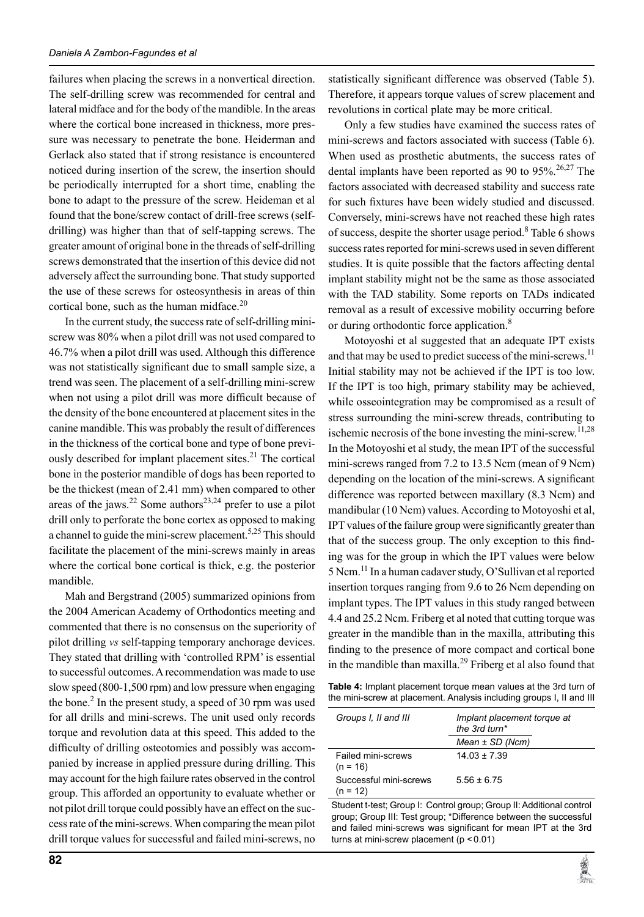failures when placing the screws in a nonvertical direction. The self-drilling screw was recommended for central and lateral midface and for the body of the mandible. In the areas where the cortical bone increased in thickness, more pressure was necessary to penetrate the bone. Heiderman and Gerlack also stated that if strong resistance is encountered noticed during insertion of the screw, the insertion should be periodically interrupted for a short time, enabling the bone to adapt to the pressure of the screw. Heideman et al found that the bone/screw contact of drill-free screws (self-drilling) was higher than that of self-tapping screws. The greater amount of original bone in the threads of self-drilling screws demonstrated that the insertion of this device did not adversely affect the surrounding bone. That study supported the use of these screws for osteosynthesis in areas of thin cortical bone, such as the human midface.[20]

In the current study, the success rate of self-drilling mini-screw was 80% when a pilot drill was not used compared to 46.7% when a pilot drill was used. Although this difference was not statistically significant due to small sample size, a trend was seen. The placement of a self-drilling mini-screw when not using a pilot drill was more difficult because of the density of the bone encountered at placement sites in the canine mandible. This was probably the result of differences in the thickness of the cortical bone and type of bone previously described for implant placement sites.[21] The cortical bone in the posterior mandible of dogs has been reported to be the thickest (mean of 2.41 mm) when compared to other areas of the jaws.[22] Some authors[23,24] prefer to use a pilot drill only to perforate the bone cortex as opposed to making a channel to guide the mini-screw placement.[5,25] This should facilitate the placement of the mini-screws mainly in areas where the cortical bone cortical is thick, e.g. the posterior mandible.

Mah and Bergstrand (2005) summarized opinions from the 2004 American Academy of Orthodontics meeting and commented that there is no consensus on the superiority of pilot drilling *vs* self-tapping temporary anchorage devices. They stated that drilling with 'controlled RPM' is essential to successful outcomes. A recommendation was made to use slow speed (800-1,500 rpm) and low pressure when engaging the bone.[2] In the present study, a speed of 30 rpm was used for all drills and mini-screws. The unit used only records torque and revolution data at this speed. This added to the difficulty of drilling osteotomies and possibly was accompanied by increase in applied pressure during drilling. This may account for the high failure rates observed in the control group. This afforded an opportunity to evaluate whether or not pilot drill torque could possibly have an effect on the success rate of the mini-screws. When comparing the mean pilot drill torque values for successful and failed mini-screws, no statistically significant difference was observed (Table 5). Therefore, it appears torque values of screw placement and revolutions in cortical plate may be more critical.

Only a few studies have examined the success rates of mini-screws and factors associated with success (Table 6). When used as prosthetic abutments, the success rates of dental implants have been reported as 90 to 95%.[26,27] The factors associated with decreased stability and success rate for such fixtures have been widely studied and discussed. Conversely, mini-screws have not reached these high rates of success, despite the shorter usage period.[8] Table 6 shows success rates reported for mini-screws used in seven different studies. It is quite possible that the factors affecting dental implant stability might not be the same as those associated with the TAD stability. Some reports on TADs indicated removal as a result of excessive mobility occurring before or during orthodontic force application.[8]

Motoyoshi et al suggested that an adequate IPT exists and that may be used to predict success of the mini-screws.[11] Initial stability may not be achieved if the IPT is too low. If the IPT is too high, primary stability may be achieved, while osseointegration may be compromised as a result of stress surrounding the mini-screw threads, contributing to ischemic necrosis of the bone investing the mini-screw.[11,28] In the Motoyoshi et al study, the mean IPT of the successful mini-screws ranged from 7.2 to 13.5 Ncm (mean of 9 Ncm) depending on the location of the mini-screws. A significant difference was reported between maxillary (8.3 Ncm) and mandibular (10 Ncm) values. According to Motoyoshi et al, IPT values of the failure group were significantly greater than that of the success group. The only exception to this finding was for the group in which the IPT values were below 5 Ncm.[11] In a human cadaver study, O'Sullivan et al reported insertion torques ranging from 9.6 to 26 Ncm depending on implant types. The IPT values in this study ranged between 4.4 and 25.2 Ncm. Friberg et al noted that cutting torque was greater in the mandible than in the maxilla, attributing this finding to the presence of more compact and cortical bone in the mandible than maxilla.[29] Friberg et al also found that

**Table 4:** Implant placement torque mean values at the 3rd turn of the mini-screw at placement. Analysis including groups I, II and III

| *Groups I, II and III* | *Implant placement torque at the 3rd turn** |
|---|---|
| | *Mean ± SD (Ncm)* |
| Failed mini-screws (n = 16) | 14.03 ± 7.39 |
| Successful mini-screws (n = 12) | 5.56 ± 6.75 |

Student t-test; Group I: Control group; Group II: Additional control group; Group III: Test group; *Difference between the successful and failed mini-screws was significant for mean IPT at the 3rd turns at mini-screw placement ($p < 0.01$)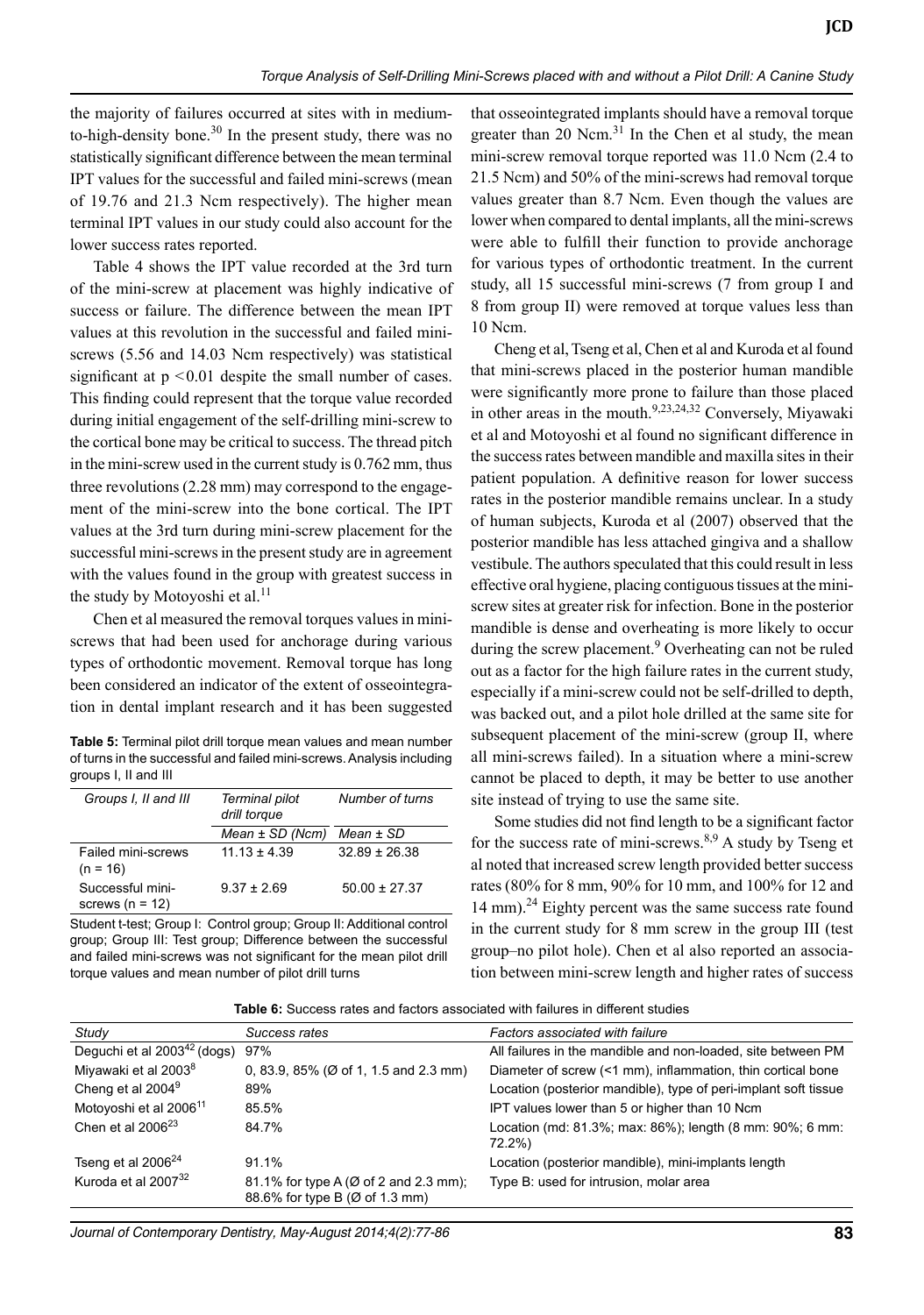the majority of failures occurred at sites with in medium-to-high-density bone.[30] In the present study, there was no statistically significant difference between the mean terminal IPT values for the successful and failed mini-screws (mean of 19.76 and 21.3 Ncm respectively). The higher mean terminal IPT values in our study could also account for the lower success rates reported.

Table 4 shows the IPT value recorded at the 3rd turn of the mini-screw at placement was highly indicative of success or failure. The difference between the mean IPT values at this revolution in the successful and failed mini-screws (5.56 and 14.03 Ncm respectively) was statistical significant at $p < 0.01$ despite the small number of cases. This finding could represent that the torque value recorded during initial engagement of the self-drilling mini-screw to the cortical bone may be critical to success. The thread pitch in the mini-screw used in the current study is 0.762 mm, thus three revolutions (2.28 mm) may correspond to the engagement of the mini-screw into the bone cortical. The IPT values at the 3rd turn during mini-screw placement for the successful mini-screws in the present study are in agreement with the values found in the group with greatest success in the study by Motoyoshi et al.[11]

Chen et al measured the removal torques values in mini-screws that had been used for anchorage during various types of orthodontic movement. Removal torque has long been considered an indicator of the extent of osseointegration in dental implant research and it has been suggested that osseointegrated implants should have a removal torque greater than 20 Ncm.[31] In the Chen et al study, the mean mini-screw removal torque reported was 11.0 Ncm (2.4 to 21.5 Ncm) and 50% of the mini-screws had removal torque values greater than 8.7 Ncm. Even though the values are lower when compared to dental implants, all the mini-screws were able to fulfill their function to provide anchorage for various types of orthodontic treatment. In the current study, all 15 successful mini-screws (7 from group I and 8 from group II) were removed at torque values less than 10 Ncm.

Cheng et al, Tseng et al, Chen et al and Kuroda et al found that mini-screws placed in the posterior human mandible were significantly more prone to failure than those placed in other areas in the mouth.[9,23,24,32] Conversely, Miyawaki et al and Motoyoshi et al found no significant difference in the success rates between mandible and maxilla sites in their patient population. A definitive reason for lower success rates in the posterior mandible remains unclear. In a study of human subjects, Kuroda et al (2007) observed that the posterior mandible has less attached gingiva and a shallow vestibule. The authors speculated that this could result in less effective oral hygiene, placing contiguous tissues at the mini-screw sites at greater risk for infection. Bone in the posterior mandible is dense and overheating is more likely to occur during the screw placement.[9] Overheating can not be ruled out as a factor for the high failure rates in the current study, especially if a mini-screw could not be self-drilled to depth, was backed out, and a pilot hole drilled at the same site for subsequent placement of the mini-screw (group II, where all mini-screws failed). In a situation where a mini-screw cannot be placed to depth, it may be better to use another site instead of trying to use the same site.

Some studies did not find length to be a significant factor for the success rate of mini-screws.[8,9] A study by Tseng et al noted that increased screw length provided better success rates (80% for 8 mm, 90% for 10 mm, and 100% for 12 and 14 mm).[24] Eighty percent was the same success rate found in the current study for 8 mm screw in the group III (test group–no pilot hole). Chen et al also reported an association between mini-screw length and higher rates of success

**Table 5:** Terminal pilot drill torque mean values and mean number of turns in the successful and failed mini-screws. Analysis including groups I, II and III

| Groups I, II and III | Terminal pilot drill torque | Number of turns |
|---|---|---|
| | Mean ± SD (Ncm) | Mean ± SD |
| Failed mini-screws (n = 16) | 11.13 ± 4.39 | 32.89 ± 26.38 |
| Successful mini-screws (n = 12) | 9.37 ± 2.69 | 50.00 ± 27.37 |

Student t-test; Group I: Control group; Group II: Additional control group; Group III: Test group; Difference between the successful and failed mini-screws was not significant for the mean pilot drill torque values and mean number of pilot drill turns

**Table 6:** Success rates and factors associated with failures in different studies

| Study | Success rates | Factors associated with failure |
|---|---|---|
| Deguchi et al 2003[42] (dogs) | 97% | All failures in the mandible and non-loaded, site between PM |
| Miyawaki et al 2003[8] | 0, 83.9, 85% (Ø of 1, 1.5 and 2.3 mm) | Diameter of screw (<1 mm), inflammation, thin cortical bone |
| Cheng et al 2004[9] | 89% | Location (posterior mandible), type of peri-implant soft tissue |
| Motoyoshi et al 2006[11] | 85.5% | IPT values lower than 5 or higher than 10 Ncm |
| Chen et al 2006[23] | 84.7% | Location (md: 81.3%; max: 86%); length (8 mm: 90%; 6 mm: 72.2%) |
| Tseng et al 2006[24] | 91.1% | Location (posterior mandible), mini-implants length |
| Kuroda et al 2007[32] | 81.1% for type A (Ø of 2 and 2.3 mm); 88.6% for type B (Ø of 1.3 mm) | Type B: used for intrusion, molar area |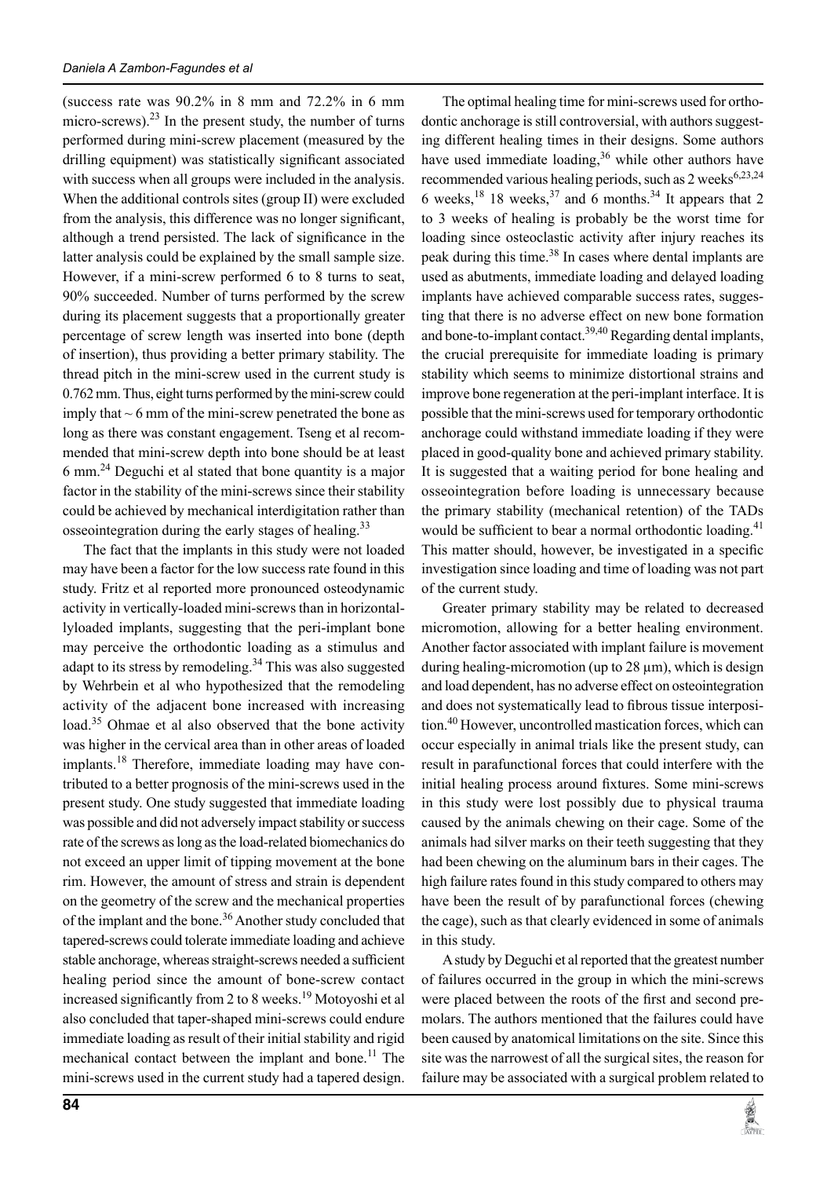(success rate was 90.2% in 8 mm and 72.2% in 6 mm micro-screws).[23] In the present study, the number of turns performed during mini-screw placement (measured by the drilling equipment) was statistically significant associated with success when all groups were included in the analysis. When the additional controls sites (group II) were excluded from the analysis, this difference was no longer significant, although a trend persisted. The lack of significance in the latter analysis could be explained by the small sample size. However, if a mini-screw performed 6 to 8 turns to seat, 90% succeeded. Number of turns performed by the screw during its placement suggests that a proportionally greater percentage of screw length was inserted into bone (depth of insertion), thus providing a better primary stability. The thread pitch in the mini-screw used in the current study is 0.762 mm. Thus, eight turns performed by the mini-screw could imply that ~ 6 mm of the mini-screw penetrated the bone as long as there was constant engagement. Tseng et al recommended that mini-screw depth into bone should be at least 6 mm.[24] Deguchi et al stated that bone quantity is a major factor in the stability of the mini-screws since their stability could be achieved by mechanical interdigitation rather than osseointegration during the early stages of healing.[33]

The fact that the implants in this study were not loaded may have been a factor for the low success rate found in this study. Fritz et al reported more pronounced osteodynamic activity in vertically-loaded mini-screws than in horizontallyloaded implants, suggesting that the peri-implant bone may perceive the orthodontic loading as a stimulus and adapt to its stress by remodeling.[34] This was also suggested by Wehrbein et al who hypothesized that the remodeling activity of the adjacent bone increased with increasing load.[35] Ohmae et al also observed that the bone activity was higher in the cervical area than in other areas of loaded implants.[18] Therefore, immediate loading may have contributed to a better prognosis of the mini-screws used in the present study. One study suggested that immediate loading was possible and did not adversely impact stability or success rate of the screws as long as the load-related biomechanics do not exceed an upper limit of tipping movement at the bone rim. However, the amount of stress and strain is dependent on the geometry of the screw and the mechanical properties of the implant and the bone.[36] Another study concluded that tapered-screws could tolerate immediate loading and achieve stable anchorage, whereas straight-screws needed a sufficient healing period since the amount of bone-screw contact increased significantly from 2 to 8 weeks.[19] Motoyoshi et al also concluded that taper-shaped mini-screws could endure immediate loading as result of their initial stability and rigid mechanical contact between the implant and bone.[11] The mini-screws used in the current study had a tapered design.

The optimal healing time for mini-screws used for orthodontic anchorage is still controversial, with authors suggesting different healing times in their designs. Some authors have used immediate loading,[36] while other authors have recommended various healing periods, such as 2 weeks[6,23,24] 6 weeks,[18] 18 weeks,[37] and 6 months.[34] It appears that 2 to 3 weeks of healing is probably be the worst time for loading since osteoclastic activity after injury reaches its peak during this time.[38] In cases where dental implants are used as abutments, immediate loading and delayed loading implants have achieved comparable success rates, suggesting that there is no adverse effect on new bone formation and bone-to-implant contact.[39,40] Regarding dental implants, the crucial prerequisite for immediate loading is primary stability which seems to minimize distortional strains and improve bone regeneration at the peri-implant interface. It is possible that the mini-screws used for temporary orthodontic anchorage could withstand immediate loading if they were placed in good-quality bone and achieved primary stability. It is suggested that a waiting period for bone healing and osseointegration before loading is unnecessary because the primary stability (mechanical retention) of the TADs would be sufficient to bear a normal orthodontic loading.[41] This matter should, however, be investigated in a specific investigation since loading and time of loading was not part of the current study.

Greater primary stability may be related to decreased micromotion, allowing for a better healing environment. Another factor associated with implant failure is movement during healing-micromotion (up to 28 μm), which is design and load dependent, has no adverse effect on osteointegration and does not systematically lead to fibrous tissue interposition.[40] However, uncontrolled mastication forces, which can occur especially in animal trials like the present study, can result in parafunctional forces that could interfere with the initial healing process around fixtures. Some mini-screws in this study were lost possibly due to physical trauma caused by the animals chewing on their cage. Some of the animals had silver marks on their teeth suggesting that they had been chewing on the aluminum bars in their cages. The high failure rates found in this study compared to others may have been the result of by parafunctional forces (chewing the cage), such as that clearly evidenced in some of animals in this study.

A study by Deguchi et al reported that the greatest number of failures occurred in the group in which the mini-screws were placed between the roots of the first and second premolars. The authors mentioned that the failures could have been caused by anatomical limitations on the site. Since this site was the narrowest of all the surgical sites, the reason for failure may be associated with a surgical problem related to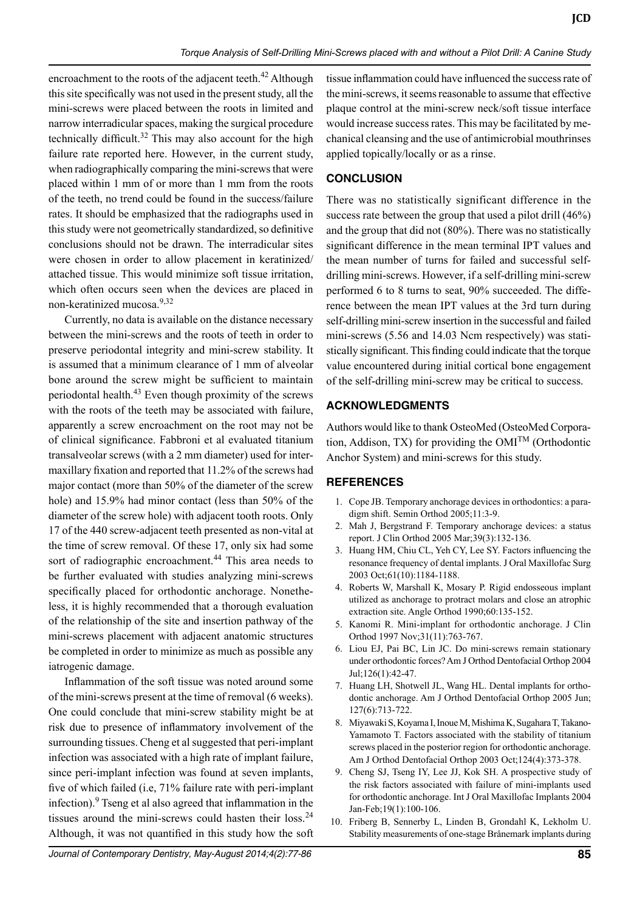encroachment to the roots of the adjacent teeth.[42] Although this site specifically was not used in the present study, all the mini-screws were placed between the roots in limited and narrow interradicular spaces, making the surgical procedure technically difficult.[32] This may also account for the high failure rate reported here. However, in the current study, when radiographically comparing the mini-screws that were placed within 1 mm of or more than 1 mm from the roots of the teeth, no trend could be found in the success/failure rates. It should be emphasized that the radiographs used in this study were not geometrically standardized, so definitive conclusions should not be drawn. The interradicular sites were chosen in order to allow placement in keratinized/attached tissue. This would minimize soft tissue irritation, which often occurs seen when the devices are placed in non-keratinized mucosa.[9,32]

Currently, no data is available on the distance necessary between the mini-screws and the roots of teeth in order to preserve periodontal integrity and mini-screw stability. It is assumed that a minimum clearance of 1 mm of alveolar bone around the screw might be sufficient to maintain periodontal health.[43] Even though proximity of the screws with the roots of the teeth may be associated with failure, apparently a screw encroachment on the root may not be of clinical significance. Fabbroni et al evaluated titanium transalveolar screws (with a 2 mm diameter) used for intermaxillary fixation and reported that 11.2% of the screws had major contact (more than 50% of the diameter of the screw hole) and 15.9% had minor contact (less than 50% of the diameter of the screw hole) with adjacent tooth roots. Only 17 of the 440 screw-adjacent teeth presented as non-vital at the time of screw removal. Of these 17, only six had some sort of radiographic encroachment.[44] This area needs to be further evaluated with studies analyzing mini-screws specifically placed for orthodontic anchorage. Nonetheless, it is highly recommended that a thorough evaluation of the relationship of the site and insertion pathway of the mini-screws placement with adjacent anatomic structures be completed in order to minimize as much as possible any iatrogenic damage.

Inflammation of the soft tissue was noted around some of the mini-screws present at the time of removal (6 weeks). One could conclude that mini-screw stability might be at risk due to presence of inflammatory involvement of the surrounding tissues. Cheng et al suggested that peri-implant infection was associated with a high rate of implant failure, since peri-implant infection was found at seven implants, five of which failed (i.e, 71% failure rate with peri-implant infection).[9] Tseng et al also agreed that inflammation in the tissues around the mini-screws could hasten their loss.[24] Although, it was not quantified in this study how the soft tissue inflammation could have influenced the success rate of the mini-screws, it seems reasonable to assume that effective plaque control at the mini-screw neck/soft tissue interface would increase success rates. This may be facilitated by mechanical cleansing and the use of antimicrobial mouthrinses applied topically/locally or as a rinse.

## CONCLUSION

There was no statistically significant difference in the success rate between the group that used a pilot drill (46%) and the group that did not (80%). There was no statistically significant difference in the mean terminal IPT values and the mean number of turns for failed and successful self-drilling mini-screws. However, if a self-drilling mini-screw performed 6 to 8 turns to seat, 90% succeeded. The difference between the mean IPT values at the 3rd turn during self-drilling mini-screw insertion in the successful and failed mini-screws (5.56 and 14.03 Ncm respectively) was statistically significant. This finding could indicate that the torque value encountered during initial cortical bone engagement of the self-drilling mini-screw may be critical to success.

## ACKNOWLEDGMENTS

Authors would like to thank OsteoMed (OsteoMed Corporation, Addison, TX) for providing the OMI™ (Orthodontic Anchor System) and mini-screws for this study.

## REFERENCES

1. Cope JB. Temporary anchorage devices in orthodontics: a paradigm shift. Semin Orthod 2005;11:3-9.
2. Mah J, Bergstrand F. Temporary anchorage devices: a status report. J Clin Orthod 2005 Mar;39(3):132-136.
3. Huang HM, Chiu CL, Yeh CY, Lee SY. Factors influencing the resonance frequency of dental implants. J Oral Maxillofac Surg 2003 Oct;61(10):1184-1188.
4. Roberts W, Marshall K, Mosary P. Rigid endosseous implant utilized as anchorage to protract molars and close an atrophic extraction site. Angle Orthod 1990;60:135-152.
5. Kanomi R. Mini-implant for orthodontic anchorage. J Clin Orthod 1997 Nov;31(11):763-767.
6. Liou EJ, Pai BC, Lin JC. Do mini-screws remain stationary under orthodontic forces? Am J Orthod Dentofacial Orthop 2004 Jul;126(1):42-47.
7. Huang LH, Shotwell JL, Wang HL. Dental implants for orthodontic anchorage. Am J Orthod Dentofacial Orthop 2005 Jun; 127(6):713-722.
8. Miyawaki S, Koyama I, Inoue M, Mishima K, Sugahara T, Takano-Yamamoto T. Factors associated with the stability of titanium screws placed in the posterior region for orthodontic anchorage. Am J Orthod Dentofacial Orthop 2003 Oct;124(4):373-378.
9. Cheng SJ, Tseng IY, Lee JJ, Kok SH. A prospective study of the risk factors associated with failure of mini-implants used for orthodontic anchorage. Int J Oral Maxillofac Implants 2004 Jan-Feb;19(1):100-106.
10. Friberg B, Sennerby L, Linden B, Grondahl K, Lekholm U. Stability measurements of one-stage Brånemark implants during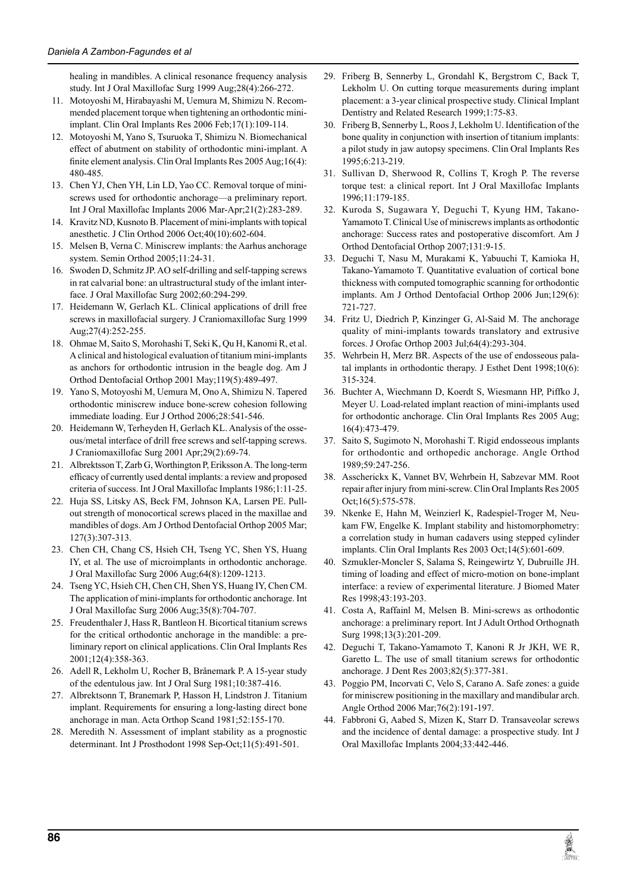healing in mandibles. A clinical resonance frequency analysis study. Int J Oral Maxillofac Surg 1999 Aug;28(4):266-272.

11. Motoyoshi M, Hirabayashi M, Uemura M, Shimizu N. Recommended placement torque when tightening an orthodontic mini-implant. Clin Oral Implants Res 2006 Feb;17(1):109-114.
12. Motoyoshi M, Yano S, Tsuruoka T, Shimizu N. Biomechanical effect of abutment on stability of orthodontic mini-implant. A finite element analysis. Clin Oral Implants Res 2005 Aug;16(4): 480-485.
13. Chen YJ, Chen YH, Lin LD, Yao CC. Removal torque of miniscrews used for orthodontic anchorage—a preliminary report. Int J Oral Maxillofac Implants 2006 Mar-Apr;21(2):283-289.
14. Kravitz ND, Kusnoto B. Placement of mini-implants with topical anesthetic. J Clin Orthod 2006 Oct;40(10):602-604.
15. Melsen B, Verna C. Miniscrew implants: the Aarhus anchorage system. Semin Orthod 2005;11:24-31.
16. Swoden D, Schmitz JP. AO self-drilling and self-tapping screws in rat calvarial bone: an ultrastructural study of the imlant interface. J Oral Maxillofac Surg 2002;60:294-299.
17. Heidemann W, Gerlach KL. Clinical applications of drill free screws in maxillofacial surgery. J Craniomaxillofac Surg 1999 Aug;27(4):252-255.
18. Ohmae M, Saito S, Morohashi T, Seki K, Qu H, Kanomi R, et al. A clinical and histological evaluation of titanium mini-implants as anchors for orthodontic intrusion in the beagle dog. Am J Orthod Dentofacial Orthop 2001 May;119(5):489-497.
19. Yano S, Motoyoshi M, Uemura M, Ono A, Shimizu N. Tapered orthodontic miniscrew induce bone-screw cohesion following immediate loading. Eur J Orthod 2006;28:541-546.
20. Heidemann W, Terheyden H, Gerlach KL. Analysis of the osseous/metal interface of drill free screws and self-tapping screws. J Craniomaxillofac Surg 2001 Apr;29(2):69-74.
21. Albrektsson T, Zarb G, Worthington P, Eriksson A. The long-term efficacy of currently used dental implants: a review and proposed criteria of success. Int J Oral Maxillofac Implants 1986;1:11-25.
22. Huja SS, Litsky AS, Beck FM, Johnson KA, Larsen PE. Pull-out strength of monocortical screws placed in the maxillae and mandibles of dogs. Am J Orthod Dentofacial Orthop 2005 Mar; 127(3):307-313.
23. Chen CH, Chang CS, Hsieh CH, Tseng YC, Shen YS, Huang IY, et al. The use of microimplants in orthodontic anchorage. J Oral Maxillofac Surg 2006 Aug;64(8):1209-1213.
24. Tseng YC, Hsieh CH, Chen CH, Shen YS, Huang IY, Chen CM. The application of mini-implants for orthodontic anchorage. Int J Oral Maxillofac Surg 2006 Aug;35(8):704-707.
25. Freudenthaler J, Hass R, Bantleon H. Bicortical titanium screws for the critical orthodontic anchorage in the mandible: a preliminary report on clinical applications. Clin Oral Implants Res 2001;12(4):358-363.
26. Adell R, Lekholm U, Rocher B, Brånemark P. A 15-year study of the edentulous jaw. Int J Oral Surg 1981;10:387-416.
27. Albrektsonn T, Branemark P, Hasson H, Lindstron J. Titanium implant. Requirements for ensuring a long-lasting direct bone anchorage in man. Acta Orthop Scand 1981;52:155-170.
28. Meredith N. Assessment of implant stability as a prognostic determinant. Int J Prosthodont 1998 Sep-Oct;11(5):491-501.
29. Friberg B, Sennerby L, Grondahl K, Bergstrom C, Back T, Lekholm U. On cutting torque measurements during implant placement: a 3-year clinical prospective study. Clinical Implant Dentistry and Related Research 1999;1:75-83.
30. Friberg B, Sennerby L, Roos J, Lekholm U. Identification of the bone quality in conjunction with insertion of titanium implants: a pilot study in jaw autopsy specimens. Clin Oral Implants Res 1995;6:213-219.
31. Sullivan D, Sherwood R, Collins T, Krogh P. The reverse torque test: a clinical report. Int J Oral Maxillofac Implants 1996;11:179-185.
32. Kuroda S, Sugawara Y, Deguchi T, Kyung HM, Takano-Yamamoto T. Clinical Use of miniscrews implants as orthodontic anchorage: Success rates and postoperative discomfort. Am J Orthod Dentofacial Orthop 2007;131:9-15.
33. Deguchi T, Nasu M, Murakami K, Yabuuchi T, Kamioka H, Takano-Yamamoto T. Quantitative evaluation of cortical bone thickness with computed tomographic scanning for orthodontic implants. Am J Orthod Dentofacial Orthop 2006 Jun;129(6): 721-727.
34. Fritz U, Diedrich P, Kinzinger G, Al-Said M. The anchorage quality of mini-implants towards translatory and extrusive forces. J Orofac Orthop 2003 Jul;64(4):293-304.
35. Wehrbein H, Merz BR. Aspects of the use of endosseous palatal implants in orthodontic therapy. J Esthet Dent 1998;10(6): 315-324.
36. Buchter A, Wiechmann D, Koerdt S, Wiesmann HP, Piffko J, Meyer U. Load-related implant reaction of mini-implants used for orthodontic anchorage. Clin Oral Implants Res 2005 Aug; 16(4):473-479.
37. Saito S, Sugimoto N, Morohashi T. Rigid endosseous implants for orthodontic and orthopedic anchorage. Angle Orthod 1989;59:247-256.
38. Asscherickx K, Vannet BV, Wehrbein H, Sabzevar MM. Root repair after injury from mini-screw. Clin Oral Implants Res 2005 Oct;16(5):575-578.
39. Nkenke E, Hahn M, Weinzierl K, Radespiel-Troger M, Neukam FW, Engelke K. Implant stability and histomorphometry: a correlation study in human cadavers using stepped cylinder implants. Clin Oral Implants Res 2003 Oct;14(5):601-609.
40. Szmukler-Moncler S, Salama S, Reingewirtz Y, Dubruille JH. timing of loading and effect of micro-motion on bone-implant interface: a review of experimental literature. J Biomed Mater Res 1998;43:193-203.
41. Costa A, Raffainl M, Melsen B. Mini-screws as orthodontic anchorage: a preliminary report. Int J Adult Orthod Orthognath Surg 1998;13(3):201-209.
42. Deguchi T, Takano-Yamamoto T, Kanoni R Jr JKH, WE R, Garetto L. The use of small titanium screws for orthodontic anchorage. J Dent Res 2003;82(5):377-381.
43. Poggio PM, Incorvati C, Velo S, Carano A. Safe zones: a guide for miniscrew positioning in the maxillary and mandibular arch. Angle Orthod 2006 Mar;76(2):191-197.
44. Fabbroni G, Aabed S, Mizen K, Starr D. Transaveolar screws and the incidence of dental damage: a prospective study. Int J Oral Maxillofac Implants 2004;33:442-446.